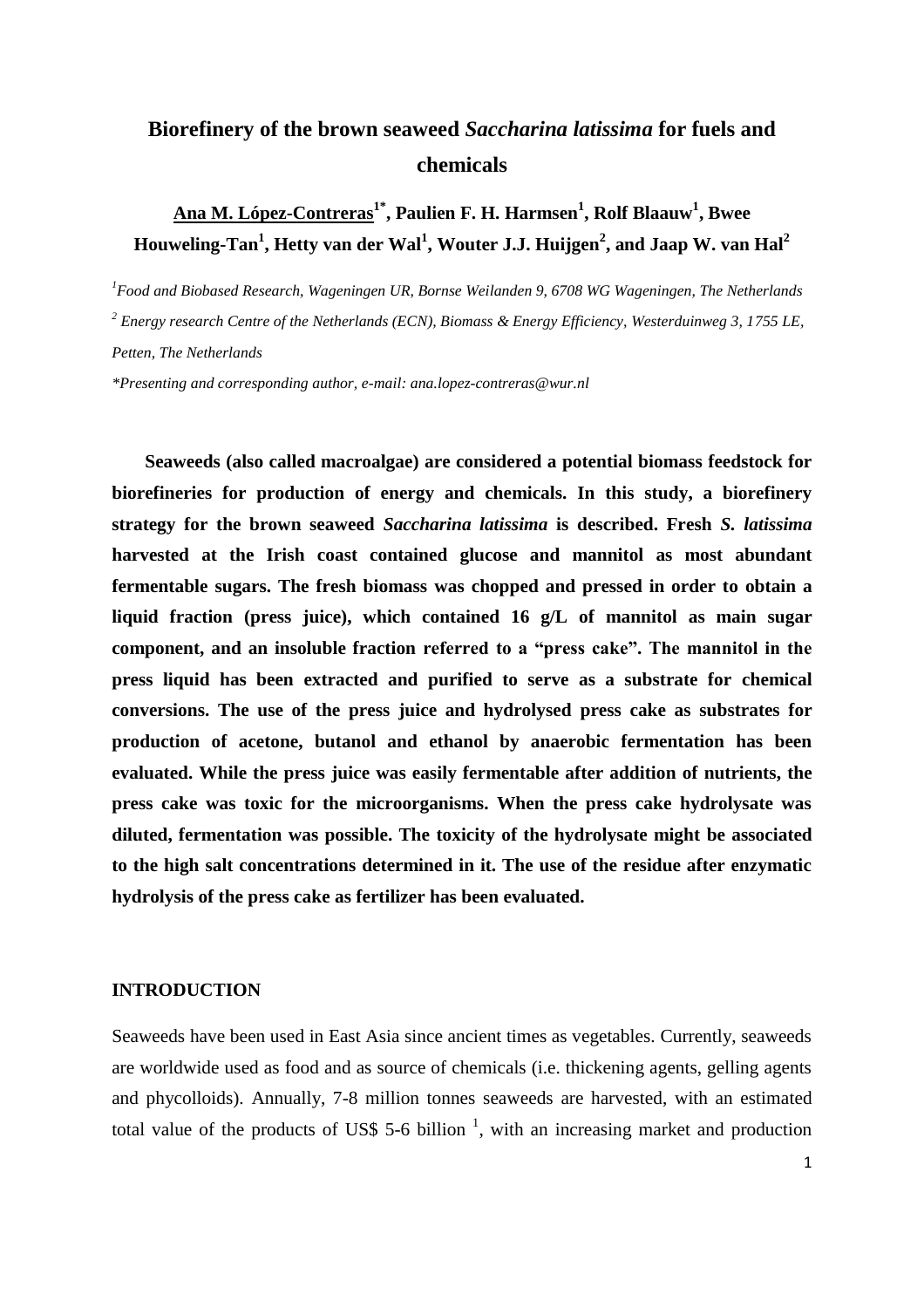# Biorefinery of the brown seaweed *Saccharina latissima* for fuels and chemicals

**<u>Ana M. López-Contreras</u>[1*], Paulien F. H. Harmsen[1], Rolf Blaauw[1], Bwee Houweling-Tan[1], Hetty van der Wal[1], Wouter J.J. Huijgen[2], and Jaap W. van Hal[2]**

*[1]Food and Biobased Research, Wageningen UR, Bornse Weilanden 9, 6708 WG Wageningen, The Netherlands*

*[2] Energy research Centre of the Netherlands (ECN), Biomass & Energy Efficiency, Westerduinweg 3, 1755 LE, Petten, The Netherlands*

*\*Presenting and corresponding author, e-mail: ana.lopez-contreras@wur.nl*

**Seaweeds (also called macroalgae) are considered a potential biomass feedstock for biorefineries for production of energy and chemicals. In this study, a biorefinery strategy for the brown seaweed *Saccharina latissima* is described. Fresh *S. latissima* harvested at the Irish coast contained glucose and mannitol as most abundant fermentable sugars. The fresh biomass was chopped and pressed in order to obtain a liquid fraction (press juice), which contained 16 g/L of mannitol as main sugar component, and an insoluble fraction referred to a "press cake". The mannitol in the press liquid has been extracted and purified to serve as a substrate for chemical conversions. The use of the press juice and hydrolysed press cake as substrates for production of acetone, butanol and ethanol by anaerobic fermentation has been evaluated. While the press juice was easily fermentable after addition of nutrients, the press cake was toxic for the microorganisms. When the press cake hydrolysate was diluted, fermentation was possible. The toxicity of the hydrolysate might be associated to the high salt concentrations determined in it. The use of the residue after enzymatic hydrolysis of the press cake as fertilizer has been evaluated.**

## INTRODUCTION

Seaweeds have been used in East Asia since ancient times as vegetables. Currently, seaweeds are worldwide used as food and as source of chemicals (i.e. thickening agents, gelling agents and phycolloids). Annually, 7-8 million tonnes seaweeds are harvested, with an estimated total value of the products of US$ 5-6 billion [1], with an increasing market and production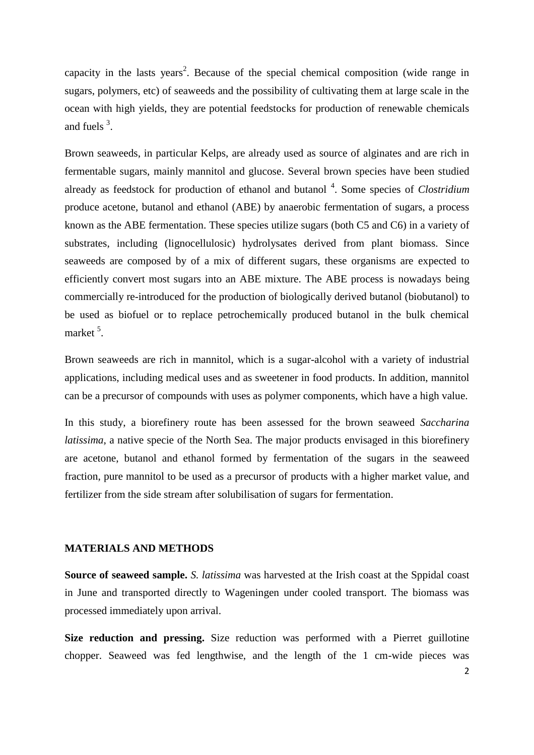capacity in the lasts years[2]. Because of the special chemical composition (wide range in sugars, polymers, etc) of seaweeds and the possibility of cultivating them at large scale in the ocean with high yields, they are potential feedstocks for production of renewable chemicals and fuels [3].

Brown seaweeds, in particular Kelps, are already used as source of alginates and are rich in fermentable sugars, mainly mannitol and glucose. Several brown species have been studied already as feedstock for production of ethanol and butanol [4]. Some species of *Clostridium* produce acetone, butanol and ethanol (ABE) by anaerobic fermentation of sugars, a process known as the ABE fermentation. These species utilize sugars (both C5 and C6) in a variety of substrates, including (lignocellulosic) hydrolysates derived from plant biomass. Since seaweeds are composed by of a mix of different sugars, these organisms are expected to efficiently convert most sugars into an ABE mixture. The ABE process is nowadays being commercially re-introduced for the production of biologically derived butanol (biobutanol) to be used as biofuel or to replace petrochemically produced butanol in the bulk chemical market [5].

Brown seaweeds are rich in mannitol, which is a sugar-alcohol with a variety of industrial applications, including medical uses and as sweetener in food products. In addition, mannitol can be a precursor of compounds with uses as polymer components, which have a high value.

In this study, a biorefinery route has been assessed for the brown seaweed *Saccharina latissima*, a native specie of the North Sea. The major products envisaged in this biorefinery are acetone, butanol and ethanol formed by fermentation of the sugars in the seaweed fraction, pure mannitol to be used as a precursor of products with a higher market value, and fertilizer from the side stream after solubilisation of sugars for fermentation.

## MATERIALS AND METHODS

**Source of seaweed sample.** *S. latissima* was harvested at the Irish coast at the Sppidal coast in June and transported directly to Wageningen under cooled transport. The biomass was processed immediately upon arrival.

**Size reduction and pressing.** Size reduction was performed with a Pierret guillotine chopper. Seaweed was fed lengthwise, and the length of the 1 cm-wide pieces was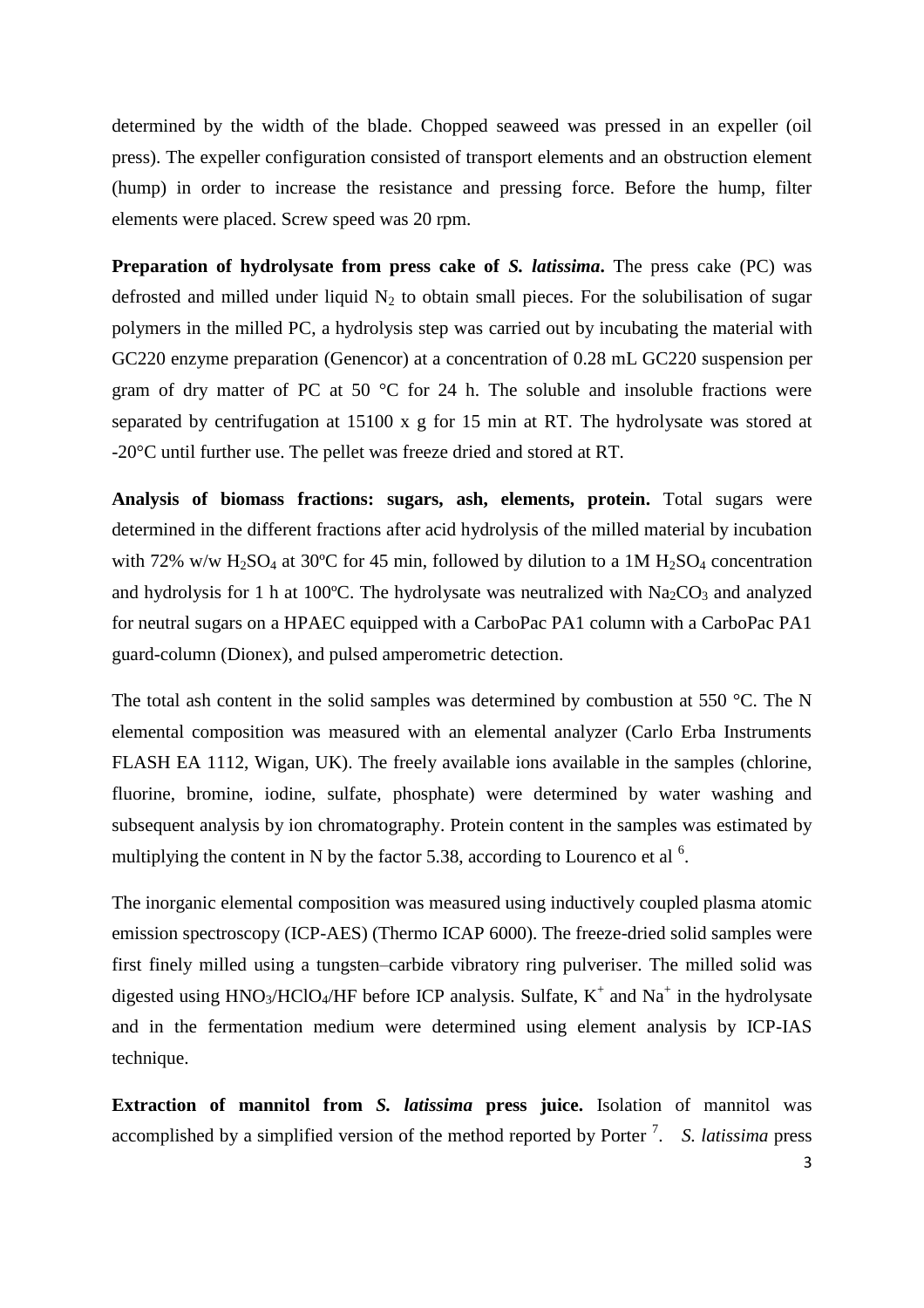determined by the width of the blade. Chopped seaweed was pressed in an expeller (oil press). The expeller configuration consisted of transport elements and an obstruction element (hump) in order to increase the resistance and pressing force. Before the hump, filter elements were placed. Screw speed was 20 rpm.

**Preparation of hydrolysate from press cake of *S. latissima*.** The press cake (PC) was defrosted and milled under liquid $N_2$ to obtain small pieces. For the solubilisation of sugar polymers in the milled PC, a hydrolysis step was carried out by incubating the material with GC220 enzyme preparation (Genencor) at a concentration of 0.28 mL GC220 suspension per gram of dry matter of PC at 50 °C for 24 h. The soluble and insoluble fractions were separated by centrifugation at 15100 x g for 15 min at RT. The hydrolysate was stored at -20°C until further use. The pellet was freeze dried and stored at RT.

**Analysis of biomass fractions: sugars, ash, elements, protein.** Total sugars were determined in the different fractions after acid hydrolysis of the milled material by incubation with 72% w/w $H_2SO_4$ at 30ºC for 45 min, followed by dilution to a 1M $H_2SO_4$ concentration and hydrolysis for 1 h at 100ºC. The hydrolysate was neutralized with $Na_2CO_3$ and analyzed for neutral sugars on a HPAEC equipped with a CarboPac PA1 column with a CarboPac PA1 guard-column (Dionex), and pulsed amperometric detection.

The total ash content in the solid samples was determined by combustion at 550 °C. The N elemental composition was measured with an elemental analyzer (Carlo Erba Instruments FLASH EA 1112, Wigan, UK). The freely available ions available in the samples (chlorine, fluorine, bromine, iodine, sulfate, phosphate) were determined by water washing and subsequent analysis by ion chromatography. Protein content in the samples was estimated by multiplying the content in N by the factor 5.38, according to Lourenco et al [6].

The inorganic elemental composition was measured using inductively coupled plasma atomic emission spectroscopy (ICP-AES) (Thermo ICAP 6000). The freeze-dried solid samples were first finely milled using a tungsten–carbide vibratory ring pulveriser. The milled solid was digested using $HNO_3$/$HClO_4$/HF before ICP analysis. Sulfate, $K^+$ and $Na^+$ in the hydrolysate and in the fermentation medium were determined using element analysis by ICP-IAS technique.

**Extraction of mannitol from *S. latissima* press juice.** Isolation of mannitol was accomplished by a simplified version of the method reported by Porter [7]. *S. latissima* press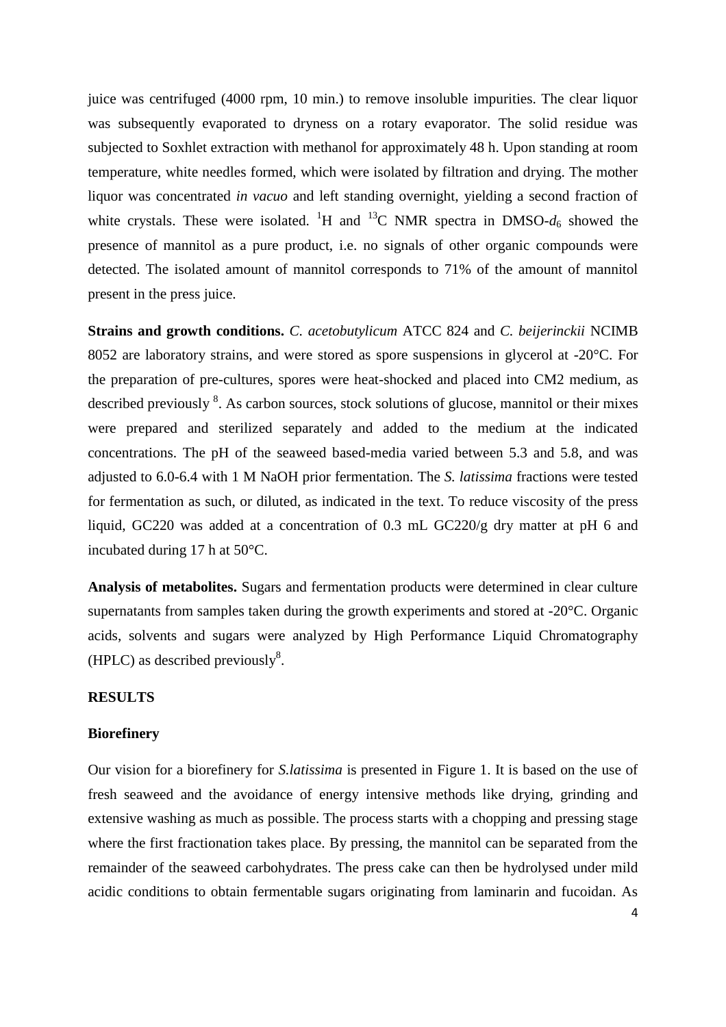juice was centrifuged (4000 rpm, 10 min.) to remove insoluble impurities. The clear liquor was subsequently evaporated to dryness on a rotary evaporator. The solid residue was subjected to Soxhlet extraction with methanol for approximately 48 h. Upon standing at room temperature, white needles formed, which were isolated by filtration and drying. The mother liquor was concentrated *in vacuo* and left standing overnight, yielding a second fraction of white crystals. These were isolated. $^{1}H$ and $^{13}C$ NMR spectra in DMSO-$d_6$ showed the presence of mannitol as a pure product, i.e. no signals of other organic compounds were detected. The isolated amount of mannitol corresponds to 71% of the amount of mannitol present in the press juice.

**Strains and growth conditions.** *C. acetobutylicum* ATCC 824 and *C. beijerinckii* NCIMB 8052 are laboratory strains, and were stored as spore suspensions in glycerol at -20°C. For the preparation of pre-cultures, spores were heat-shocked and placed into CM2 medium, as described previously [8]. As carbon sources, stock solutions of glucose, mannitol or their mixes were prepared and sterilized separately and added to the medium at the indicated concentrations. The pH of the seaweed based-media varied between 5.3 and 5.8, and was adjusted to 6.0-6.4 with 1 M NaOH prior fermentation. The *S. latissima* fractions were tested for fermentation as such, or diluted, as indicated in the text. To reduce viscosity of the press liquid, GC220 was added at a concentration of 0.3 mL GC220/g dry matter at pH 6 and incubated during 17 h at 50°C.

**Analysis of metabolites.** Sugars and fermentation products were determined in clear culture supernatants from samples taken during the growth experiments and stored at -20°C. Organic acids, solvents and sugars were analyzed by High Performance Liquid Chromatography (HPLC) as described previously[8].

## RESULTS

### Biorefinery

Our vision for a biorefinery for *S.latissima* is presented in Figure 1. It is based on the use of fresh seaweed and the avoidance of energy intensive methods like drying, grinding and extensive washing as much as possible. The process starts with a chopping and pressing stage where the first fractionation takes place. By pressing, the mannitol can be separated from the remainder of the seaweed carbohydrates. The press cake can then be hydrolysed under mild acidic conditions to obtain fermentable sugars originating from laminarin and fucoidan. As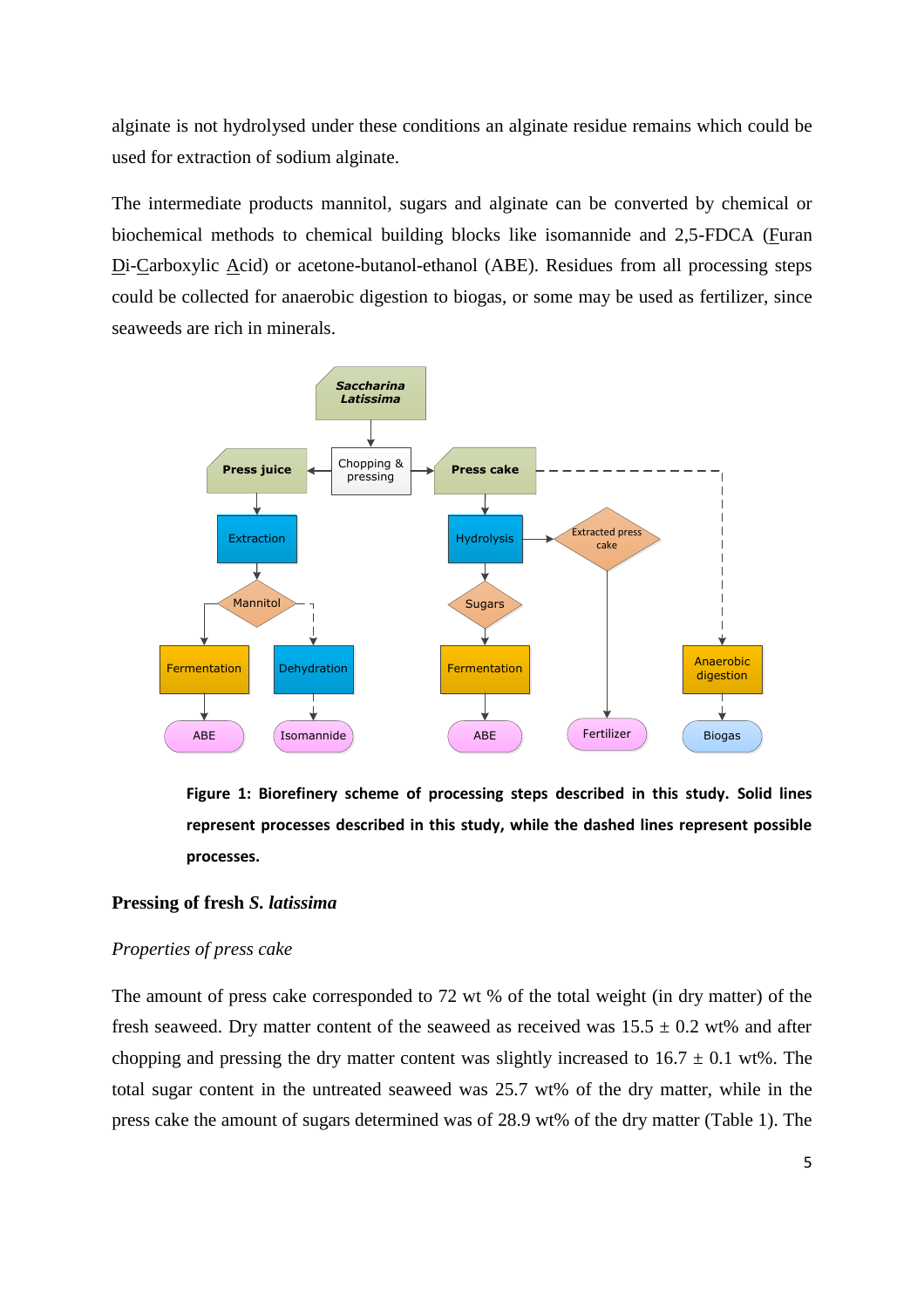alginate is not hydrolysed under these conditions an alginate residue remains which could be used for extraction of sodium alginate.

The intermediate products mannitol, sugars and alginate can be converted by chemical or biochemical methods to chemical building blocks like isomannide and 2,5-FDCA (Furan Di-Carboxylic Acid) or acetone-butanol-ethanol (ABE). Residues from all processing steps could be collected for anaerobic digestion to biogas, or some may be used as fertilizer, since seaweeds are rich in minerals.

**Figure 1: Biorefinery scheme of processing steps described in this study. Solid lines represent processes described in this study, while the dashed lines represent possible processes.**

## Pressing of fresh *S. latissima*

### *Properties of press cake*

The amount of press cake corresponded to 72 wt % of the total weight (in dry matter) of the fresh seaweed. Dry matter content of the seaweed as received was 15.5 ± 0.2 wt% and after chopping and pressing the dry matter content was slightly increased to 16.7 ± 0.1 wt%. The total sugar content in the untreated seaweed was 25.7 wt% of the dry matter, while in the press cake the amount of sugars determined was of 28.9 wt% of the dry matter (Table 1). The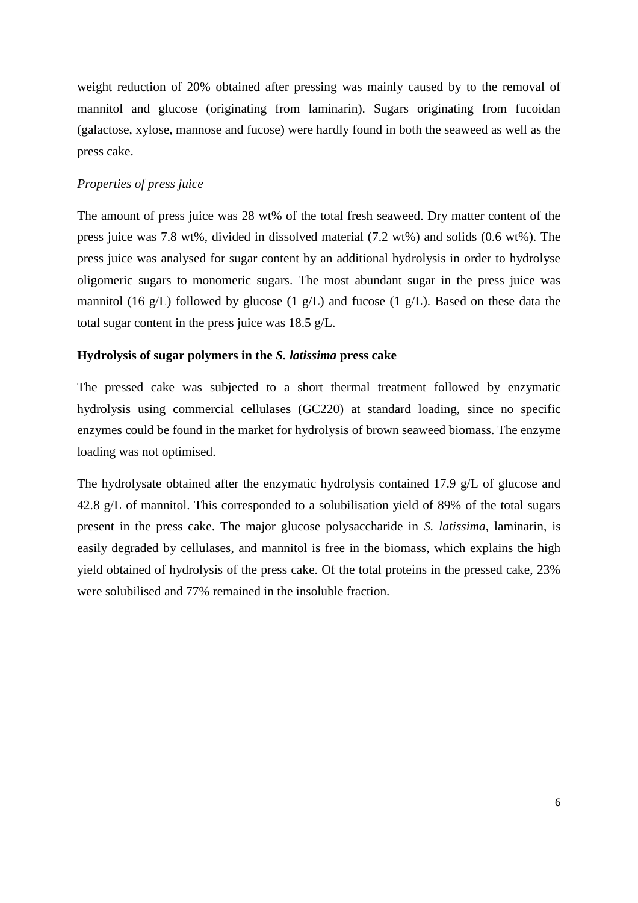weight reduction of 20% obtained after pressing was mainly caused by to the removal of mannitol and glucose (originating from laminarin). Sugars originating from fucoidan (galactose, xylose, mannose and fucose) were hardly found in both the seaweed as well as the press cake.

*Properties of press juice*

The amount of press juice was 28 wt% of the total fresh seaweed. Dry matter content of the press juice was 7.8 wt%, divided in dissolved material (7.2 wt%) and solids (0.6 wt%). The press juice was analysed for sugar content by an additional hydrolysis in order to hydrolyse oligomeric sugars to monomeric sugars. The most abundant sugar in the press juice was mannitol (16 g/L) followed by glucose (1 g/L) and fucose (1 g/L). Based on these data the total sugar content in the press juice was 18.5 g/L.

**Hydrolysis of sugar polymers in the *S. latissima* press cake**

The pressed cake was subjected to a short thermal treatment followed by enzymatic hydrolysis using commercial cellulases (GC220) at standard loading, since no specific enzymes could be found in the market for hydrolysis of brown seaweed biomass. The enzyme loading was not optimised.

The hydrolysate obtained after the enzymatic hydrolysis contained 17.9 g/L of glucose and 42.8 g/L of mannitol. This corresponded to a solubilisation yield of 89% of the total sugars present in the press cake. The major glucose polysaccharide in *S. latissima*, laminarin, is easily degraded by cellulases, and mannitol is free in the biomass, which explains the high yield obtained of hydrolysis of the press cake. Of the total proteins in the pressed cake, 23% were solubilised and 77% remained in the insoluble fraction.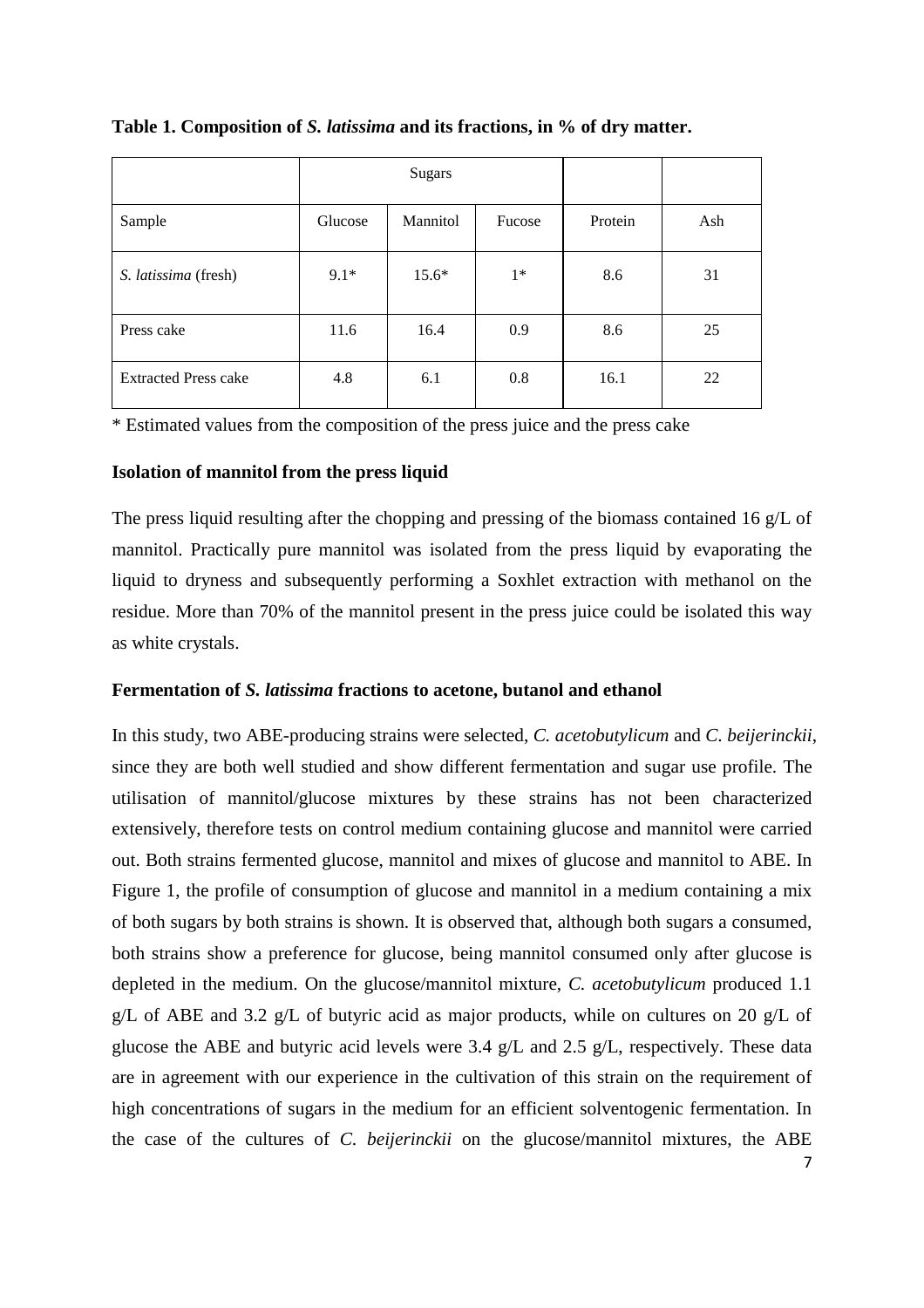**Table 1. Composition of *S. latissima* and its fractions, in % of dry matter.**

| | Sugars | | | | |
|---|---|---|---|---|---|
| Sample | Glucose | Mannitol | Fucose | Protein | Ash |
| *S. latissima* (fresh) | 9.1* | 15.6* | 1* | 8.6 | 31 |
| Press cake | 11.6 | 16.4 | 0.9 | 8.6 | 25 |
| Extracted Press cake | 4.8 | 6.1 | 0.8 | 16.1 | 22 |

\* Estimated values from the composition of the press juice and the press cake

### Isolation of mannitol from the press liquid

The press liquid resulting after the chopping and pressing of the biomass contained 16 g/L of mannitol. Practically pure mannitol was isolated from the press liquid by evaporating the liquid to dryness and subsequently performing a Soxhlet extraction with methanol on the residue. More than 70% of the mannitol present in the press juice could be isolated this way as white crystals.

### Fermentation of *S. latissima* fractions to acetone, butanol and ethanol

In this study, two ABE-producing strains were selected, *C. acetobutylicum* and *C. beijerinckii*, since they are both well studied and show different fermentation and sugar use profile. The utilisation of mannitol/glucose mixtures by these strains has not been characterized extensively, therefore tests on control medium containing glucose and mannitol were carried out. Both strains fermented glucose, mannitol and mixes of glucose and mannitol to ABE. In Figure 1, the profile of consumption of glucose and mannitol in a medium containing a mix of both sugars by both strains is shown. It is observed that, although both sugars a consumed, both strains show a preference for glucose, being mannitol consumed only after glucose is depleted in the medium. On the glucose/mannitol mixture, *C. acetobutylicum* produced 1.1 g/L of ABE and 3.2 g/L of butyric acid as major products, while on cultures on 20 g/L of glucose the ABE and butyric acid levels were 3.4 g/L and 2.5 g/L, respectively. These data are in agreement with our experience in the cultivation of this strain on the requirement of high concentrations of sugars in the medium for an efficient solventogenic fermentation. In the case of the cultures of *C. beijerinckii* on the glucose/mannitol mixtures, the ABE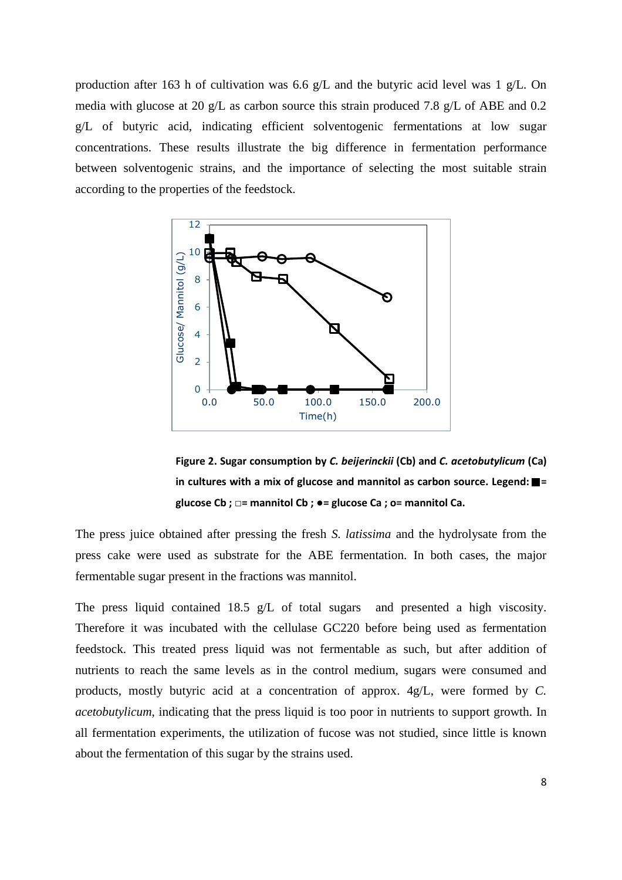production after 163 h of cultivation was 6.6 g/L and the butyric acid level was 1 g/L. On media with glucose at 20 g/L as carbon source this strain produced 7.8 g/L of ABE and 0.2 g/L of butyric acid, indicating efficient solventogenic fermentations at low sugar concentrations. These results illustrate the big difference in fermentation performance between solventogenic strains, and the importance of selecting the most suitable strain according to the properties of the feedstock.

**Figure 2. Sugar consumption by *C. beijerinckii* (Cb) and *C. acetobutylicum* (Ca) in cultures with a mix of glucose and mannitol as carbon source. Legend: ■= glucose Cb ; □= mannitol Cb ; ●= glucose Ca ; o= mannitol Ca.**

The press juice obtained after pressing the fresh *S. latissima* and the hydrolysate from the press cake were used as substrate for the ABE fermentation. In both cases, the major fermentable sugar present in the fractions was mannitol.

The press liquid contained 18.5 g/L of total sugars and presented a high viscosity. Therefore it was incubated with the cellulase GC220 before being used as fermentation feedstock. This treated press liquid was not fermentable as such, but after addition of nutrients to reach the same levels as in the control medium, sugars were consumed and products, mostly butyric acid at a concentration of approx. 4g/L, were formed by *C. acetobutylicum*, indicating that the press liquid is too poor in nutrients to support growth. In all fermentation experiments, the utilization of fucose was not studied, since little is known about the fermentation of this sugar by the strains used.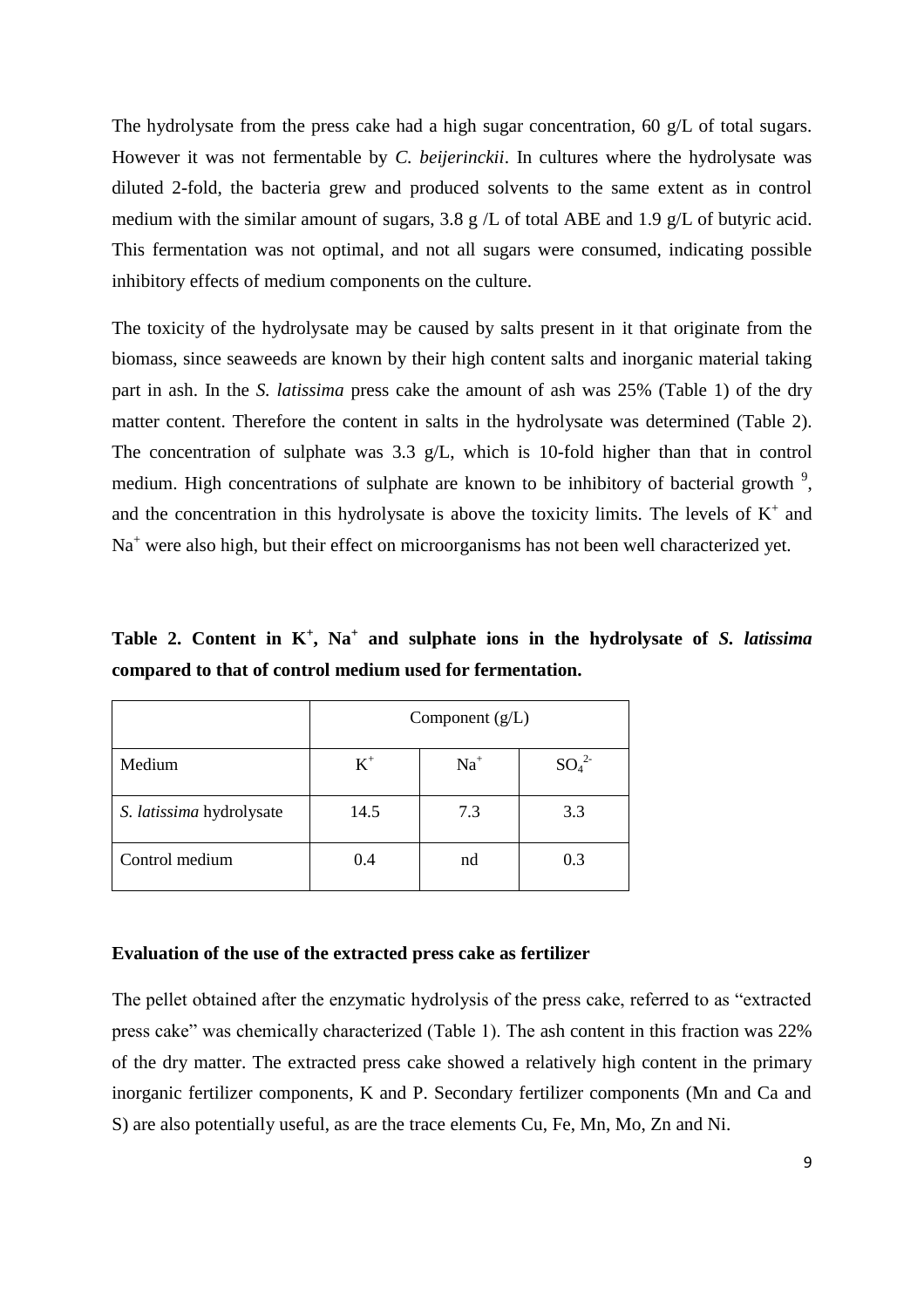The hydrolysate from the press cake had a high sugar concentration, 60 g/L of total sugars. However it was not fermentable by *C. beijerinckii*. In cultures where the hydrolysate was diluted 2-fold, the bacteria grew and produced solvents to the same extent as in control medium with the similar amount of sugars, 3.8 g /L of total ABE and 1.9 g/L of butyric acid. This fermentation was not optimal, and not all sugars were consumed, indicating possible inhibitory effects of medium components on the culture.

The toxicity of the hydrolysate may be caused by salts present in it that originate from the biomass, since seaweeds are known by their high content salts and inorganic material taking part in ash. In the *S. latissima* press cake the amount of ash was 25% (Table 1) of the dry matter content. Therefore the content in salts in the hydrolysate was determined (Table 2). The concentration of sulphate was 3.3 g/L, which is 10-fold higher than that in control medium. High concentrations of sulphate are known to be inhibitory of bacterial growth [9], and the concentration in this hydrolysate is above the toxicity limits. The levels of $K^+$ and $Na^+$ were also high, but their effect on microorganisms has not been well characterized yet.

**Table 2. Content in $K^+$, $Na^+$ and sulphate ions in the hydrolysate of *S. latissima* compared to that of control medium used for fermentation.**

| | Component (g/L) | | |
|---|---|---|---|
| Medium | $K^+$ | $Na^+$ | $SO_4^{2-}$ |
| *S. latissima* hydrolysate | 14.5 | 7.3 | 3.3 |
| Control medium | 0.4 | nd | 0.3 |

**Evaluation of the use of the extracted press cake as fertilizer**

The pellet obtained after the enzymatic hydrolysis of the press cake, referred to as "extracted press cake" was chemically characterized (Table 1). The ash content in this fraction was 22% of the dry matter. The extracted press cake showed a relatively high content in the primary inorganic fertilizer components, K and P. Secondary fertilizer components (Mn and Ca and S) are also potentially useful, as are the trace elements Cu, Fe, Mn, Mo, Zn and Ni.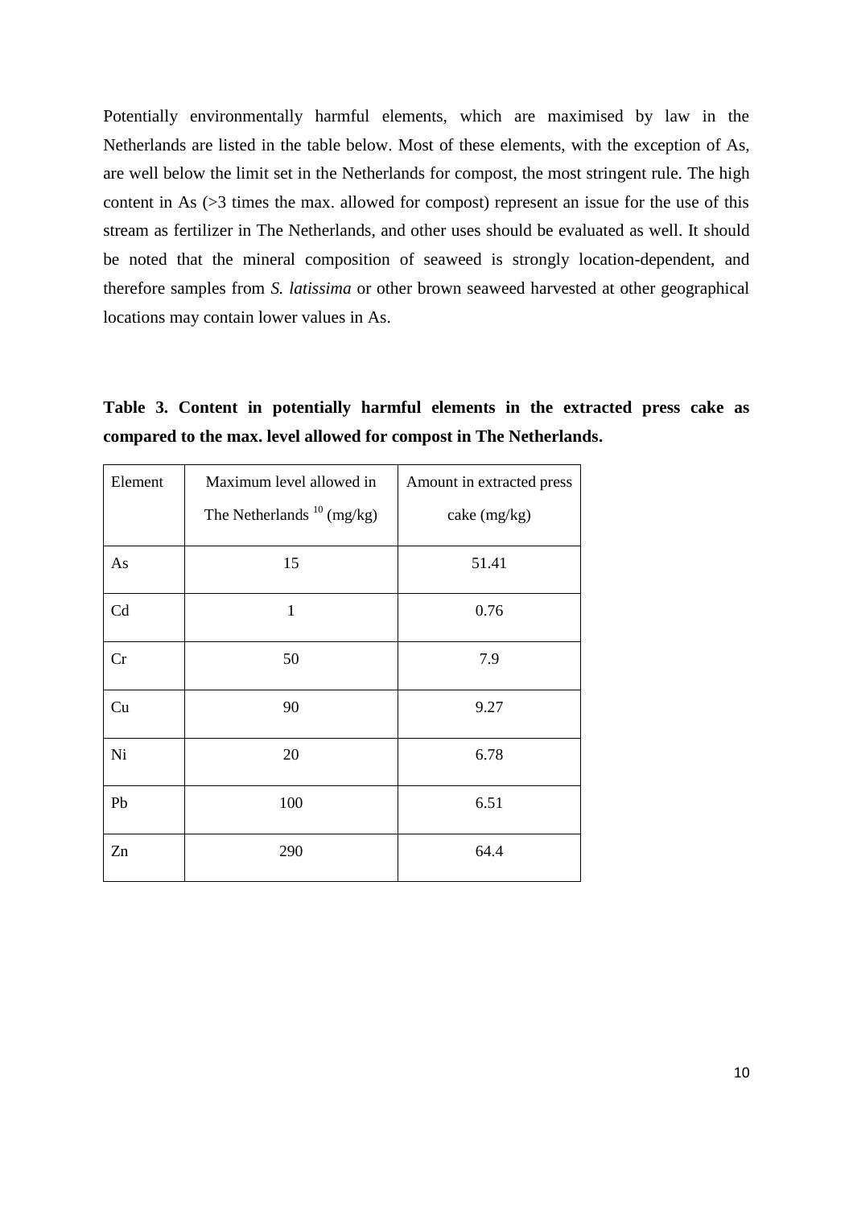Potentially environmentally harmful elements, which are maximised by law in the Netherlands are listed in the table below. Most of these elements, with the exception of As, are well below the limit set in the Netherlands for compost, the most stringent rule. The high content in As (>3 times the max. allowed for compost) represent an issue for the use of this stream as fertilizer in The Netherlands, and other uses should be evaluated as well. It should be noted that the mineral composition of seaweed is strongly location-dependent, and therefore samples from *S. latissima* or other brown seaweed harvested at other geographical locations may contain lower values in As.

**Table 3. Content in potentially harmful elements in the extracted press cake as compared to the max. level allowed for compost in The Netherlands.**

| Element | Maximum level allowed in The Netherlands [10] (mg/kg) | Amount in extracted press cake (mg/kg) |
|---|---|---|
| As | 15 | 51.41 |
| Cd | 1 | 0.76 |
| Cr | 50 | 7.9 |
| Cu | 90 | 9.27 |
| Ni | 20 | 6.78 |
| Pb | 100 | 6.51 |
| Zn | 290 | 64.4 |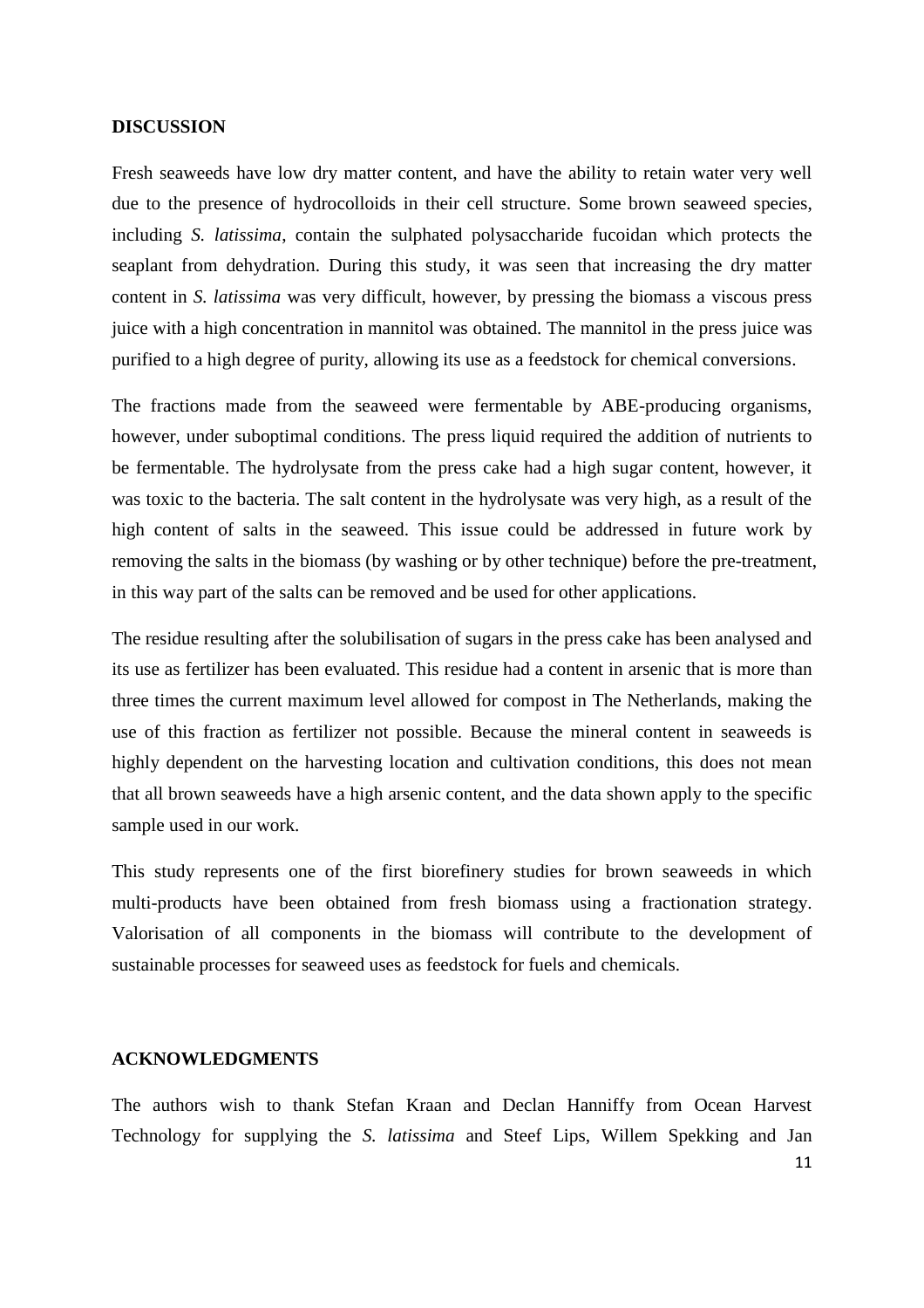## DISCUSSION

Fresh seaweeds have low dry matter content, and have the ability to retain water very well due to the presence of hydrocolloids in their cell structure. Some brown seaweed species, including *S. latissima*, contain the sulphated polysaccharide fucoidan which protects the seaplant from dehydration. During this study, it was seen that increasing the dry matter content in *S. latissima* was very difficult, however, by pressing the biomass a viscous press juice with a high concentration in mannitol was obtained. The mannitol in the press juice was purified to a high degree of purity, allowing its use as a feedstock for chemical conversions.

The fractions made from the seaweed were fermentable by ABE-producing organisms, however, under suboptimal conditions. The press liquid required the addition of nutrients to be fermentable. The hydrolysate from the press cake had a high sugar content, however, it was toxic to the bacteria. The salt content in the hydrolysate was very high, as a result of the high content of salts in the seaweed. This issue could be addressed in future work by removing the salts in the biomass (by washing or by other technique) before the pre-treatment, in this way part of the salts can be removed and be used for other applications.

The residue resulting after the solubilisation of sugars in the press cake has been analysed and its use as fertilizer has been evaluated. This residue had a content in arsenic that is more than three times the current maximum level allowed for compost in The Netherlands, making the use of this fraction as fertilizer not possible. Because the mineral content in seaweeds is highly dependent on the harvesting location and cultivation conditions, this does not mean that all brown seaweeds have a high arsenic content, and the data shown apply to the specific sample used in our work.

This study represents one of the first biorefinery studies for brown seaweeds in which multi-products have been obtained from fresh biomass using a fractionation strategy. Valorisation of all components in the biomass will contribute to the development of sustainable processes for seaweed uses as feedstock for fuels and chemicals.

## ACKNOWLEDGMENTS

The authors wish to thank Stefan Kraan and Declan Hanniffy from Ocean Harvest Technology for supplying the *S. latissima* and Steef Lips, Willem Spekking and Jan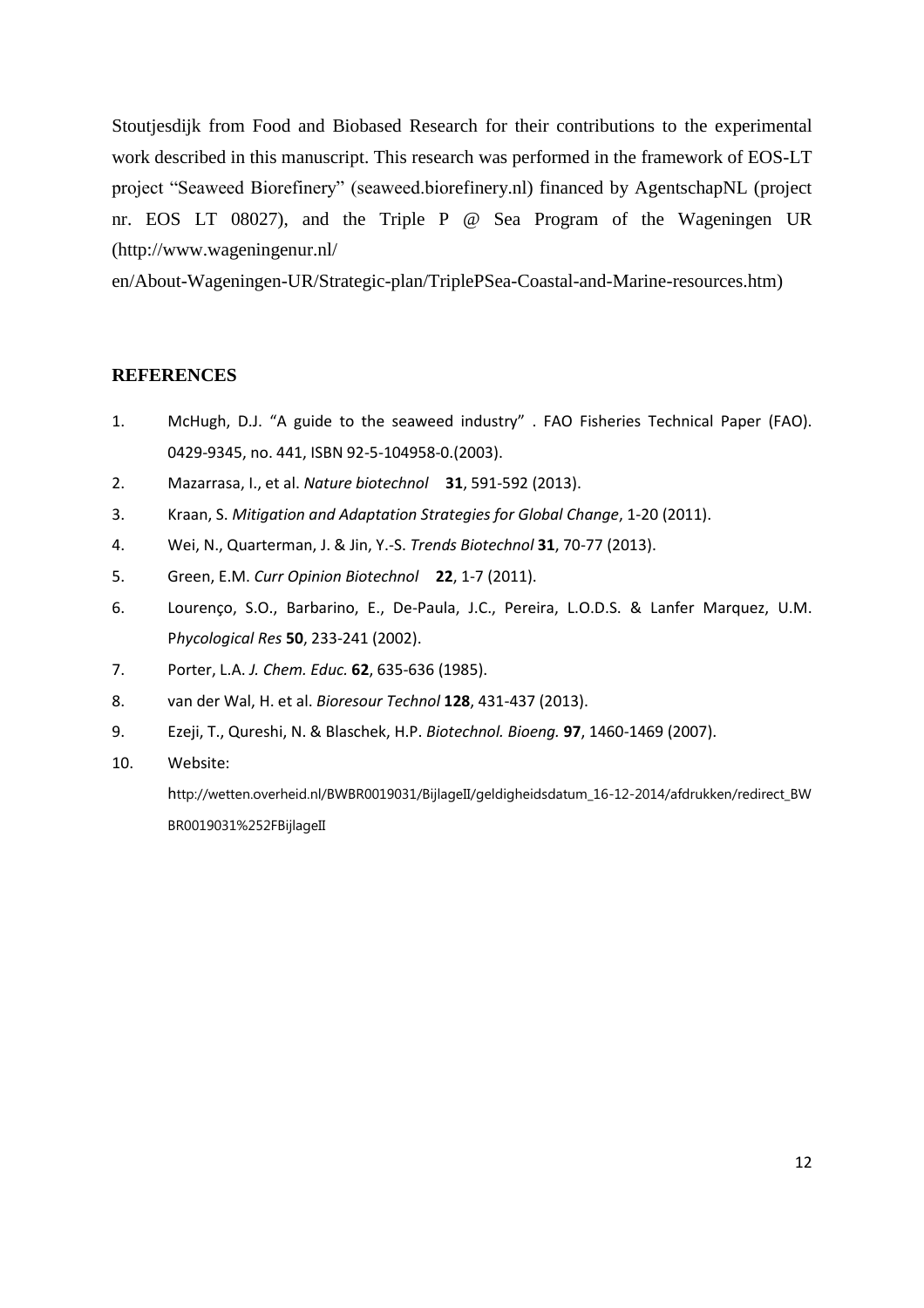Stoutjesdijk from Food and Biobased Research for their contributions to the experimental work described in this manuscript. This research was performed in the framework of EOS-LT project "Seaweed Biorefinery" (seaweed.biorefinery.nl) financed by AgentschapNL (project nr. EOS LT 08027), and the Triple P @ Sea Program of the Wageningen UR (http://www.wageningenur.nl/en/About-Wageningen-UR/Strategic-plan/TriplePSea-Coastal-and-Marine-resources.htm)

## REFERENCES

1. McHugh, D.J. "A guide to the seaweed industry" . FAO Fisheries Technical Paper (FAO). 0429-9345, no. 441, ISBN 92-5-104958-0.(2003).
2. Mazarrasa, I., et al. *Nature biotechnol* **31**, 591-592 (2013).
3. Kraan, S. *Mitigation and Adaptation Strategies for Global Change*, 1-20 (2011).
4. Wei, N., Quarterman, J. & Jin, Y.-S. *Trends Biotechnol* **31**, 70-77 (2013).
5. Green, E.M. *Curr Opinion Biotechnol* **22**, 1-7 (2011).
6. Lourenço, S.O., Barbarino, E., De-Paula, J.C., Pereira, L.O.D.S. & Lanfer Marquez, U.M. P*hycological Res* **50**, 233-241 (2002).
7. Porter, L.A. *J. Chem. Educ.* **62**, 635-636 (1985).
8. van der Wal, H. et al. *Bioresour Technol* **128**, 431-437 (2013).
9. Ezeji, T., Qureshi, N. & Blaschek, H.P. *Biotechnol. Bioeng.* **97**, 1460-1469 (2007).
10. Website: http://wetten.overheid.nl/BWBR0019031/BijlageII/geldigheidsdatum_16-12-2014/afdrukken/redirect_BWBR0019031%252FBijlageII